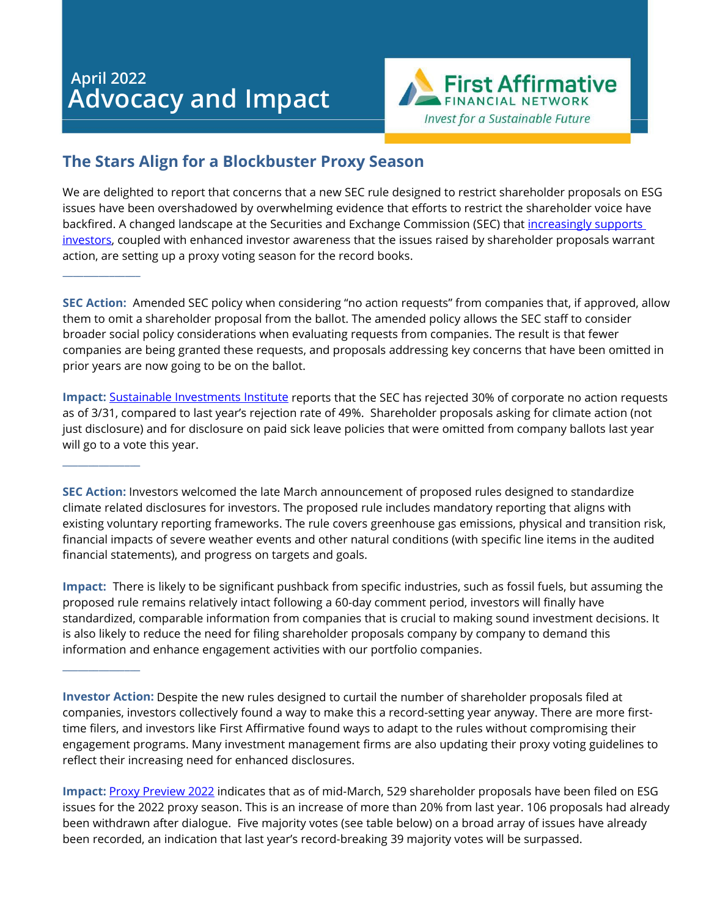April 2022
# Advocacy and Impact

First Affirmative FINANCIAL NETWORK
*Invest for a Sustainable Future*

## The Stars Align for a Blockbuster Proxy Season

We are delighted to report that concerns that a new SEC rule designed to restrict shareholder proposals on ESG issues have been overshadowed by overwhelming evidence that efforts to restrict the shareholder voice have backfired. A changed landscape at the Securities and Exchange Commission (SEC) that increasingly supports investors, coupled with enhanced investor awareness that the issues raised by shareholder proposals warrant action, are setting up a proxy voting season for the record books.

---

**SEC Action:** Amended SEC policy when considering "no action requests" from companies that, if approved, allow them to omit a shareholder proposal from the ballot. The amended policy allows the SEC staff to consider broader social policy considerations when evaluating requests from companies. The result is that fewer companies are being granted these requests, and proposals addressing key concerns that have been omitted in prior years are now going to be on the ballot.

**Impact:** Sustainable Investments Institute reports that the SEC has rejected 30% of corporate no action requests as of 3/31, compared to last year's rejection rate of 49%. Shareholder proposals asking for climate action (not just disclosure) and for disclosure on paid sick leave policies that were omitted from company ballots last year will go to a vote this year.

---

**SEC Action:** Investors welcomed the late March announcement of proposed rules designed to standardize climate related disclosures for investors. The proposed rule includes mandatory reporting that aligns with existing voluntary reporting frameworks. The rule covers greenhouse gas emissions, physical and transition risk, financial impacts of severe weather events and other natural conditions (with specific line items in the audited financial statements), and progress on targets and goals.

**Impact:** There is likely to be significant pushback from specific industries, such as fossil fuels, but assuming the proposed rule remains relatively intact following a 60-day comment period, investors will finally have standardized, comparable information from companies that is crucial to making sound investment decisions. It is also likely to reduce the need for filing shareholder proposals company by company to demand this information and enhance engagement activities with our portfolio companies.

---

**Investor Action:** Despite the new rules designed to curtail the number of shareholder proposals filed at companies, investors collectively found a way to make this a record-setting year anyway. There are more first-time filers, and investors like First Affirmative found ways to adapt to the rules without compromising their engagement programs. Many investment management firms are also updating their proxy voting guidelines to reflect their increasing need for enhanced disclosures.

**Impact:** Proxy Preview 2022 indicates that as of mid-March, 529 shareholder proposals have been filed on ESG issues for the 2022 proxy season. This is an increase of more than 20% from last year. 106 proposals had already been withdrawn after dialogue. Five majority votes (see table below) on a broad array of issues have already been recorded, an indication that last year's record-breaking 39 majority votes will be surpassed.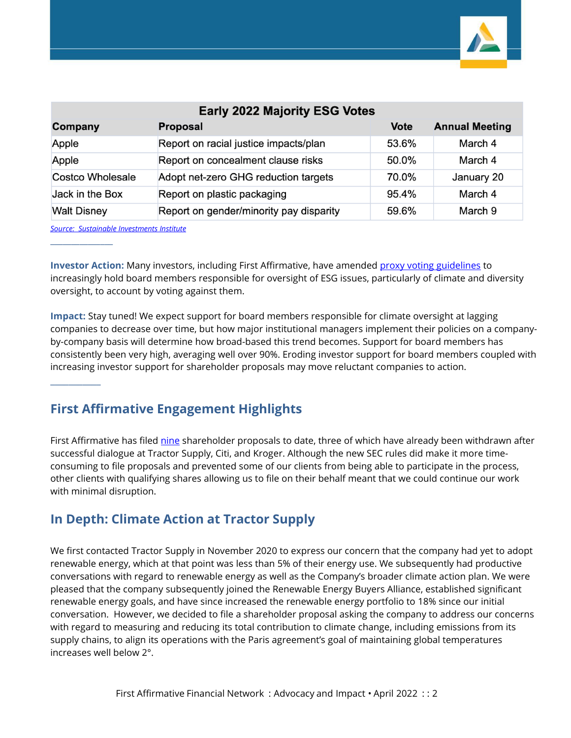| Early 2022 Majority ESG Votes | | | |
|---|---|---|---|
| **Company** | **Proposal** | **Vote** | **Annual Meeting** |
| Apple | Report on racial justice impacts/plan | 53.6% | March 4 |
| Apple | Report on concealment clause risks | 50.0% | March 4 |
| Costco Wholesale | Adopt net-zero GHG reduction targets | 70.0% | January 20 |
| Jack in the Box | Report on plastic packaging | 95.4% | March 4 |
| Walt Disney | Report on gender/minority pay disparity | 59.6% | March 9 |

*Source: Sustainable Investments Institute*

---

**Investor Action:** Many investors, including First Affirmative, have amended proxy voting guidelines to increasingly hold board members responsible for oversight of ESG issues, particularly of climate and diversity oversight, to account by voting against them.

**Impact:** Stay tuned! We expect support for board members responsible for climate oversight at lagging companies to decrease over time, but how major institutional managers implement their policies on a company-by-company basis will determine how broad-based this trend becomes. Support for board members has consistently been very high, averaging well over 90%. Eroding investor support for board members coupled with increasing investor support for shareholder proposals may move reluctant companies to action.

---

## First Affirmative Engagement Highlights

First Affirmative has filed nine shareholder proposals to date, three of which have already been withdrawn after successful dialogue at Tractor Supply, Citi, and Kroger. Although the new SEC rules did make it more time-consuming to file proposals and prevented some of our clients from being able to participate in the process, other clients with qualifying shares allowing us to file on their behalf meant that we could continue our work with minimal disruption.

## In Depth: Climate Action at Tractor Supply

We first contacted Tractor Supply in November 2020 to express our concern that the company had yet to adopt renewable energy, which at that point was less than 5% of their energy use. We subsequently had productive conversations with regard to renewable energy as well as the Company's broader climate action plan. We were pleased that the company subsequently joined the Renewable Energy Buyers Alliance, established significant renewable energy goals, and have since increased the renewable energy portfolio to 18% since our initial conversation. However, we decided to file a shareholder proposal asking the company to address our concerns with regard to measuring and reducing its total contribution to climate change, including emissions from its supply chains, to align its operations with the Paris agreement's goal of maintaining global temperatures increases well below 2°.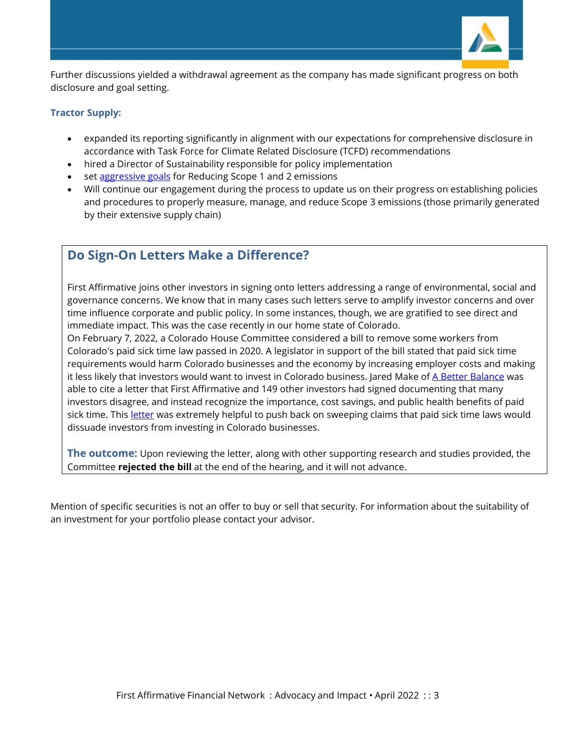Further discussions yielded a withdrawal agreement as the company has made significant progress on both disclosure and goal setting.

### Tractor Supply:

- expanded its reporting significantly in alignment with our expectations for comprehensive disclosure in accordance with Task Force for Climate Related Disclosure (TCFD) recommendations
- hired a Director of Sustainability responsible for policy implementation
- set aggressive goals for Reducing Scope 1 and 2 emissions
- Will continue our engagement during the process to update us on their progress on establishing policies and procedures to properly measure, manage, and reduce Scope 3 emissions (those primarily generated by their extensive supply chain)

## Do Sign-On Letters Make a Difference?

First Affirmative joins other investors in signing onto letters addressing a range of environmental, social and governance concerns. We know that in many cases such letters serve to amplify investor concerns and over time influence corporate and public policy. In some instances, though, we are gratified to see direct and immediate impact. This was the case recently in our home state of Colorado.
On February 7, 2022, a Colorado House Committee considered a bill to remove some workers from Colorado's paid sick time law passed in 2020. A legislator in support of the bill stated that paid sick time requirements would harm Colorado businesses and the economy by increasing employer costs and making it less likely that investors would want to invest in Colorado business. Jared Make of A Better Balance was able to cite a letter that First Affirmative and 149 other investors had signed documenting that many investors disagree, and instead recognize the importance, cost savings, and public health benefits of paid sick time. This letter was extremely helpful to push back on sweeping claims that paid sick time laws would dissuade investors from investing in Colorado businesses.

**The outcome:** Upon reviewing the letter, along with other supporting research and studies provided, the Committee **rejected the bill** at the end of the hearing, and it will not advance.

Mention of specific securities is not an offer to buy or sell that security. For information about the suitability of an investment for your portfolio please contact your advisor.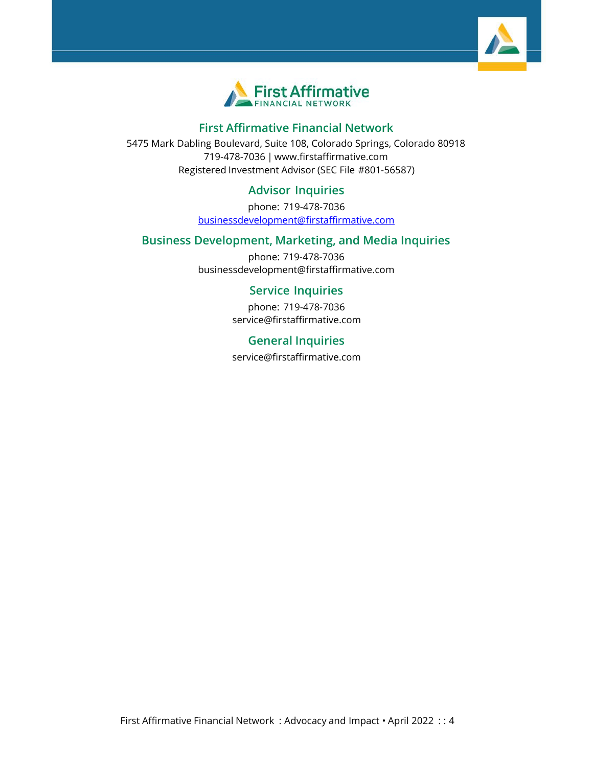## First Affirmative Financial Network

5475 Mark Dabling Boulevard, Suite 108, Colorado Springs, Colorado 80918
719-478-7036 | www.firstaffirmative.com
Registered Investment Advisor (SEC File #801-56587)

### Advisor Inquiries

phone: 719-478-7036
businessdevelopment@firstaffirmative.com

### Business Development, Marketing, and Media Inquiries

phone: 719-478-7036
businessdevelopment@firstaffirmative.com

### Service Inquiries

phone: 719-478-7036
service@firstaffirmative.com

### General Inquiries

service@firstaffirmative.com